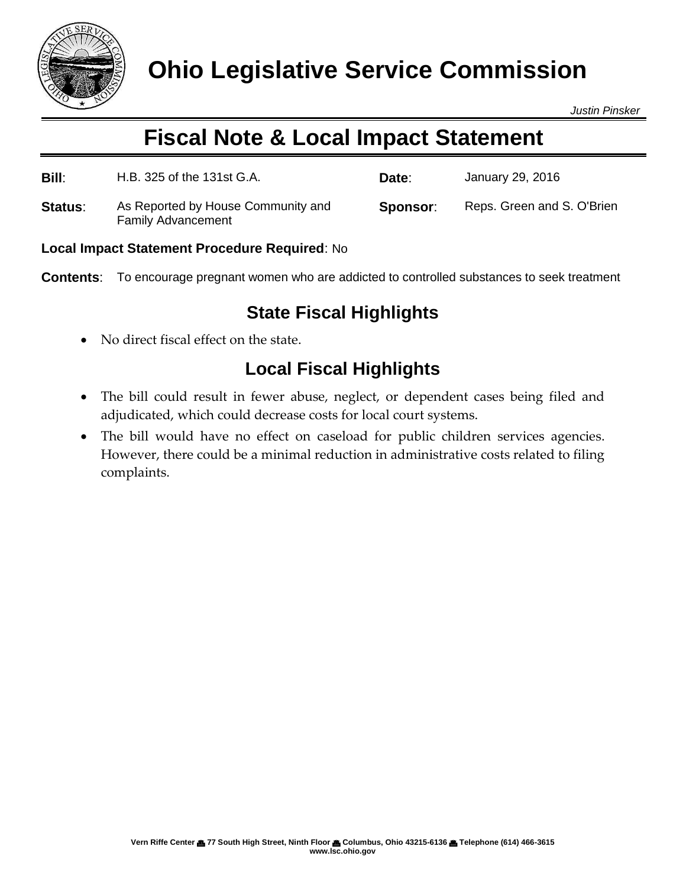# Ohio Legislative Service Commission

*Justin Pinsker*

# Fiscal Note & Local Impact Statement

| | | | |
|---|---|---|---|
| **Bill**: | H.B. 325 of the 131st G.A. | **Date**: | January 29, 2016 |
| **Status**: | As Reported by House Community and Family Advancement | **Sponsor**: | Reps. Green and S. O'Brien |

**Local Impact Statement Procedure Required**: No

**Contents**: To encourage pregnant women who are addicted to controlled substances to seek treatment

## State Fiscal Highlights

- No direct fiscal effect on the state.

## Local Fiscal Highlights

- The bill could result in fewer abuse, neglect, or dependent cases being filed and adjudicated, which could decrease costs for local court systems.
- The bill would have no effect on caseload for public children services agencies. However, there could be a minimal reduction in administrative costs related to filing complaints.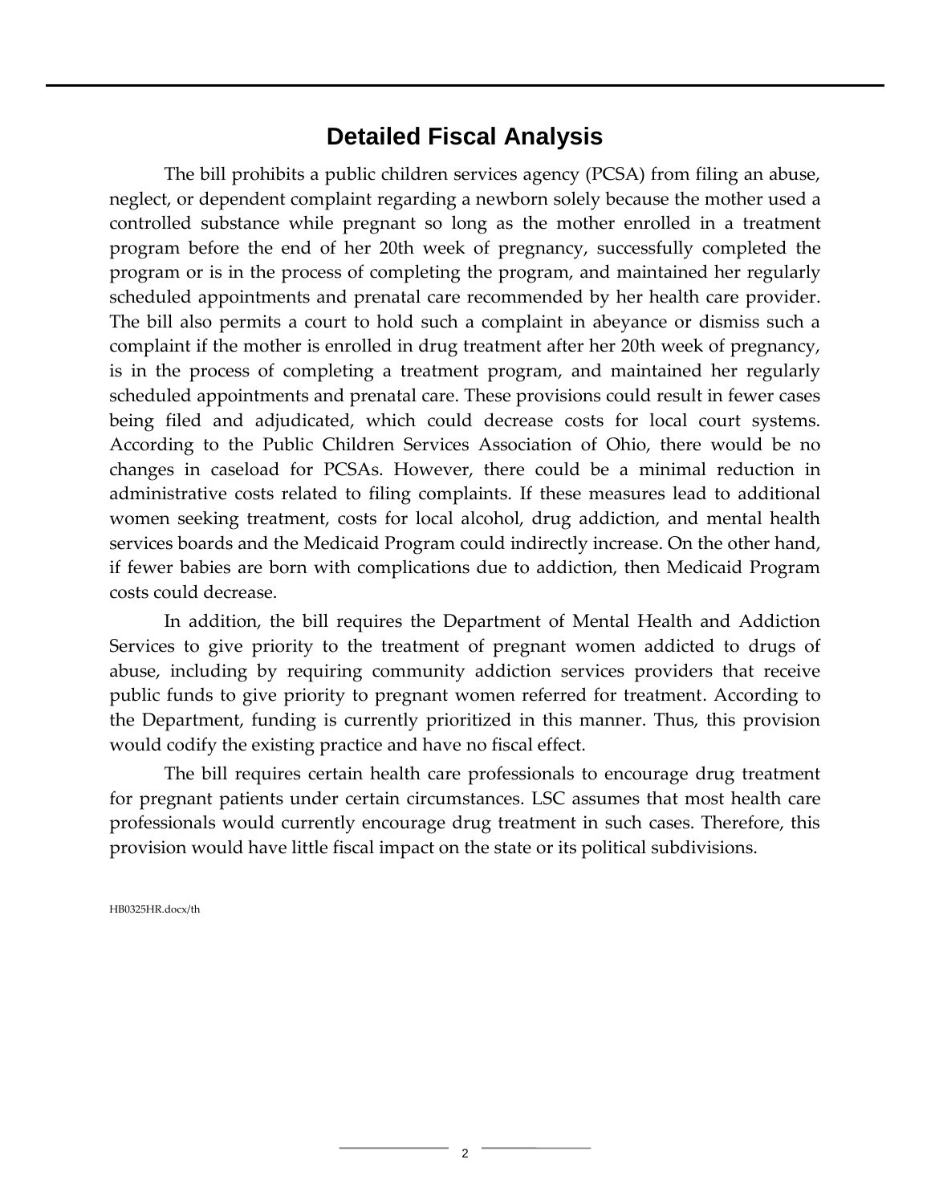## Detailed Fiscal Analysis

The bill prohibits a public children services agency (PCSA) from filing an abuse, neglect, or dependent complaint regarding a newborn solely because the mother used a controlled substance while pregnant so long as the mother enrolled in a treatment program before the end of her 20th week of pregnancy, successfully completed the program or is in the process of completing the program, and maintained her regularly scheduled appointments and prenatal care recommended by her health care provider. The bill also permits a court to hold such a complaint in abeyance or dismiss such a complaint if the mother is enrolled in drug treatment after her 20th week of pregnancy, is in the process of completing a treatment program, and maintained her regularly scheduled appointments and prenatal care. These provisions could result in fewer cases being filed and adjudicated, which could decrease costs for local court systems. According to the Public Children Services Association of Ohio, there would be no changes in caseload for PCSAs. However, there could be a minimal reduction in administrative costs related to filing complaints. If these measures lead to additional women seeking treatment, costs for local alcohol, drug addiction, and mental health services boards and the Medicaid Program could indirectly increase. On the other hand, if fewer babies are born with complications due to addiction, then Medicaid Program costs could decrease.

In addition, the bill requires the Department of Mental Health and Addiction Services to give priority to the treatment of pregnant women addicted to drugs of abuse, including by requiring community addiction services providers that receive public funds to give priority to pregnant women referred for treatment. According to the Department, funding is currently prioritized in this manner. Thus, this provision would codify the existing practice and have no fiscal effect.

The bill requires certain health care professionals to encourage drug treatment for pregnant patients under certain circumstances. LSC assumes that most health care professionals would currently encourage drug treatment in such cases. Therefore, this provision would have little fiscal impact on the state or its political subdivisions.

HB0325HR.docx/th